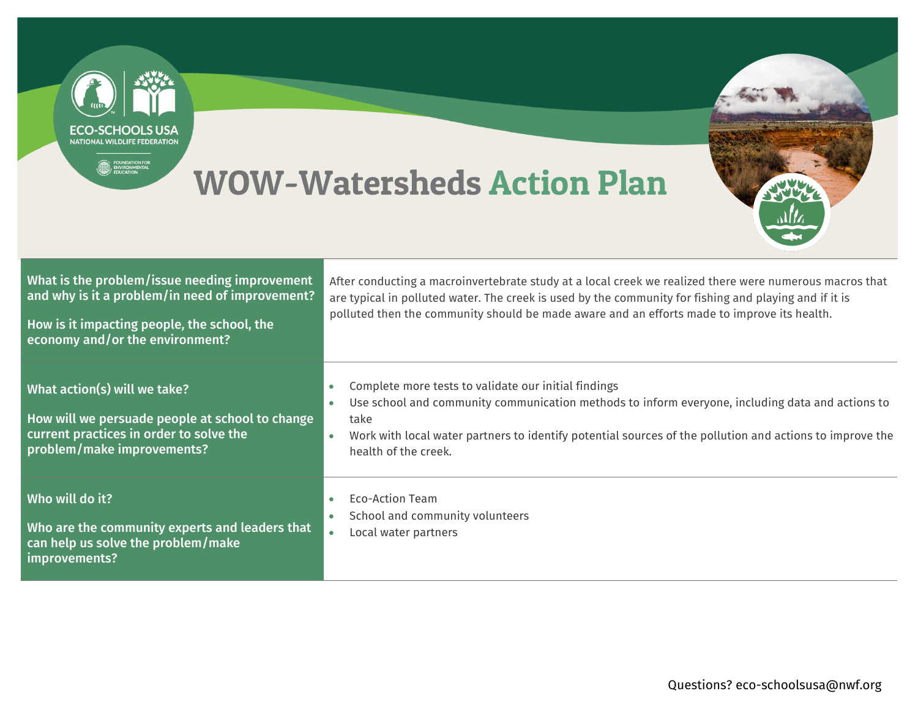# WOW-Watersheds Action Plan

| | |
|---|---|
| **What is the problem/issue needing improvement and why is it a problem/in need of improvement?**<br><br>**How is it impacting people, the school, the economy and/or the environment?** | After conducting a macroinvertebrate study at a local creek we realized there were numerous macros that are typical in polluted water. The creek is used by the community for fishing and playing and if it is polluted then the community should be made aware and an efforts made to improve its health. |
| **What action(s) will we take?**<br><br>**How will we persuade people at school to change current practices in order to solve the problem/make improvements?** | • Complete more tests to validate our initial findings<br>• Use school and community communication methods to inform everyone, including data and actions to take<br>• Work with local water partners to identify potential sources of the pollution and actions to improve the health of the creek. |
| **Who will do it?**<br><br>**Who are the community experts and leaders that can help us solve the problem/make improvements?** | • Eco-Action Team<br>• School and community volunteers<br>• Local water partners |

Questions? eco-schoolsusa@nwf.org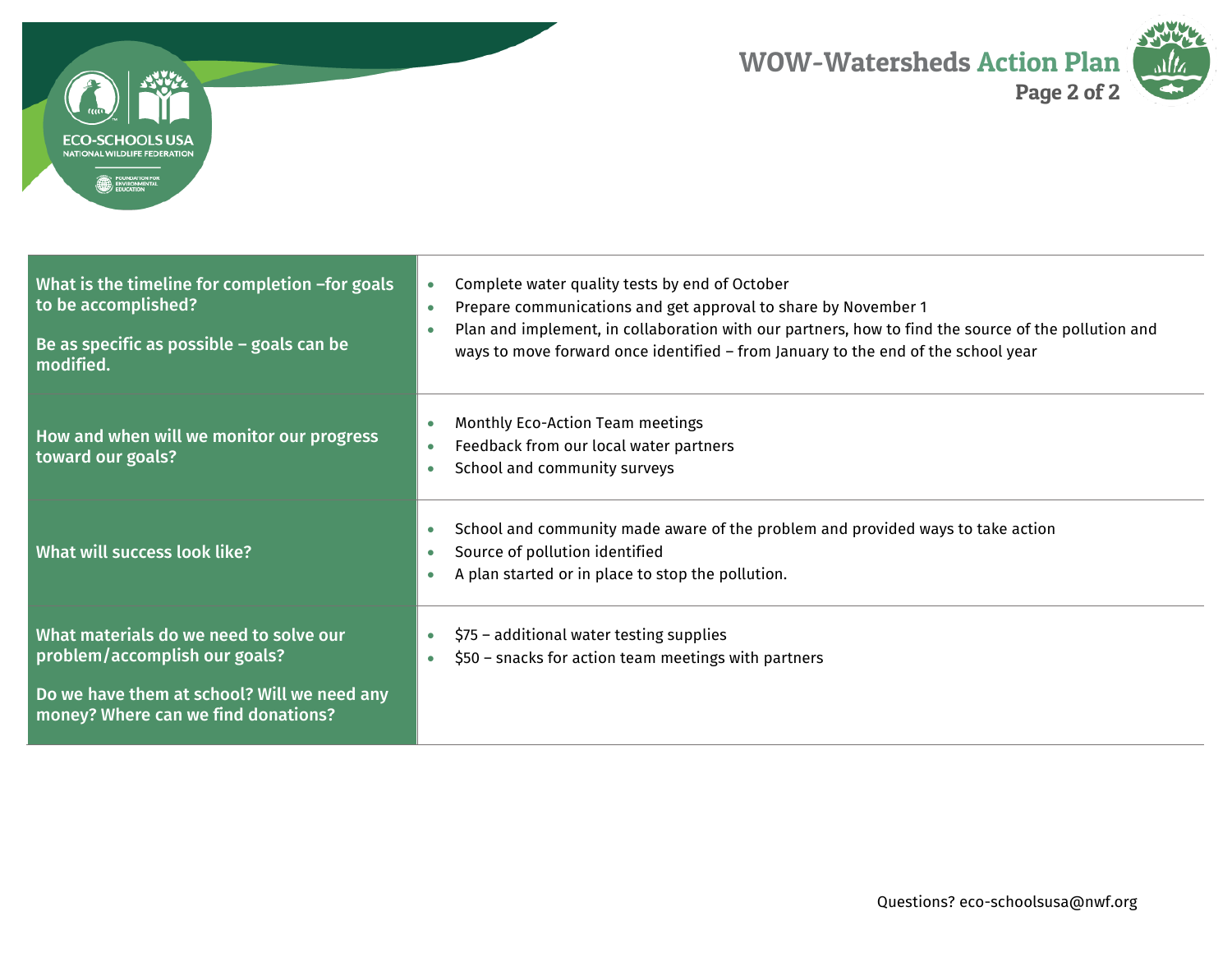# WOW-Watersheds Action Plan

| | |
|---|---|
| **What is the timeline for completion –for goals to be accomplished?** <br><br> **Be as specific as possible – goals can be modified.** | • Complete water quality tests by end of October <br> • Prepare communications and get approval to share by November 1 <br> • Plan and implement, in collaboration with our partners, how to find the source of the pollution and ways to move forward once identified – from January to the end of the school year |
| **How and when will we monitor our progress toward our goals?** | • Monthly Eco-Action Team meetings <br> • Feedback from our local water partners <br> • School and community surveys |
| **What will success look like?** | • School and community made aware of the problem and provided ways to take action <br> • Source of pollution identified <br> • A plan started or in place to stop the pollution. |
| **What materials do we need to solve our problem/accomplish our goals?** <br><br> **Do we have them at school? Will we need any money? Where can we find donations?** | • $75 – additional water testing supplies <br> • $50 – snacks for action team meetings with partners |

Questions? eco-schoolsusa@nwf.org